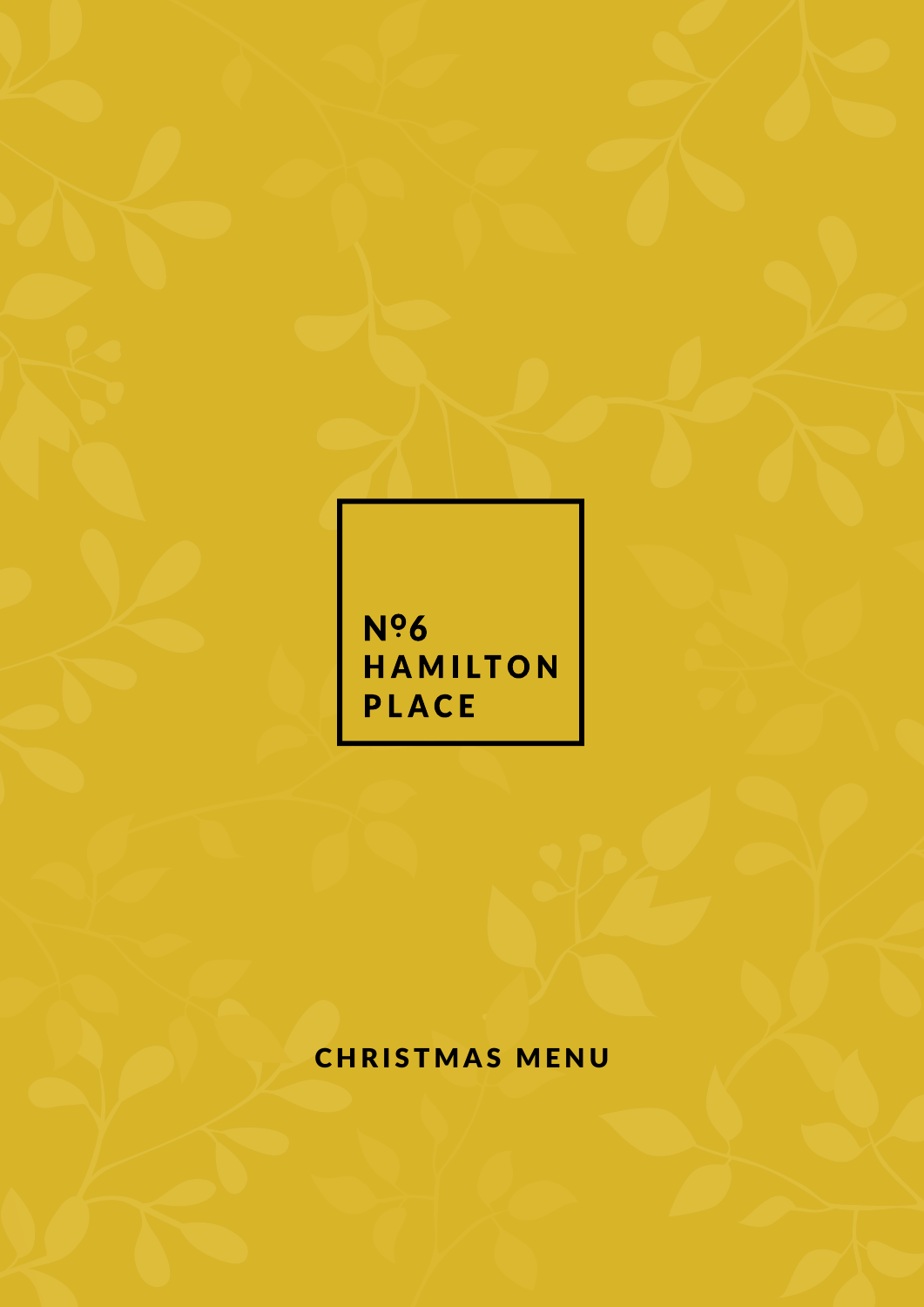# Nº6 HAMILTON PLACE

## CHRISTMAS MENU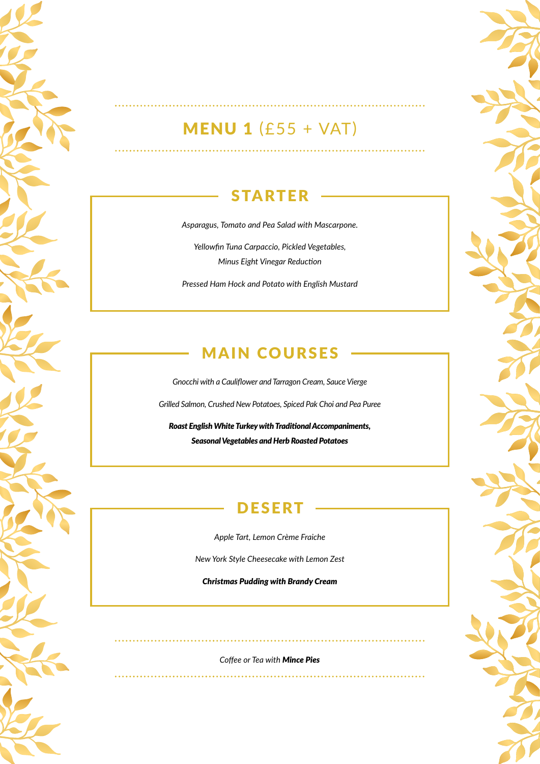## MENU 1 (£55 + VAT)

### STARTER

*Asparagus, Tomato and Pea Salad with Mascarpone.*

*Yellowfin Tuna Carpaccio, Pickled Vegetables,*
*Minus Eight Vinegar Reduction*

*Pressed Ham Hock and Potato with English Mustard*

### MAIN COURSES

*Gnocchi with a Cauliflower and Tarragon Cream, Sauce Vierge*

*Grilled Salmon, Crushed New Potatoes, Spiced Pak Choi and Pea Puree*

***Roast English White Turkey with Traditional Accompaniments,***
***Seasonal Vegetables and Herb Roasted Potatoes***

### DESERT

*Apple Tart, Lemon Crème Fraiche*

*New York Style Cheesecake with Lemon Zest*

***Christmas Pudding with Brandy Cream***

*Coffee or Tea with* ***Mince Pies***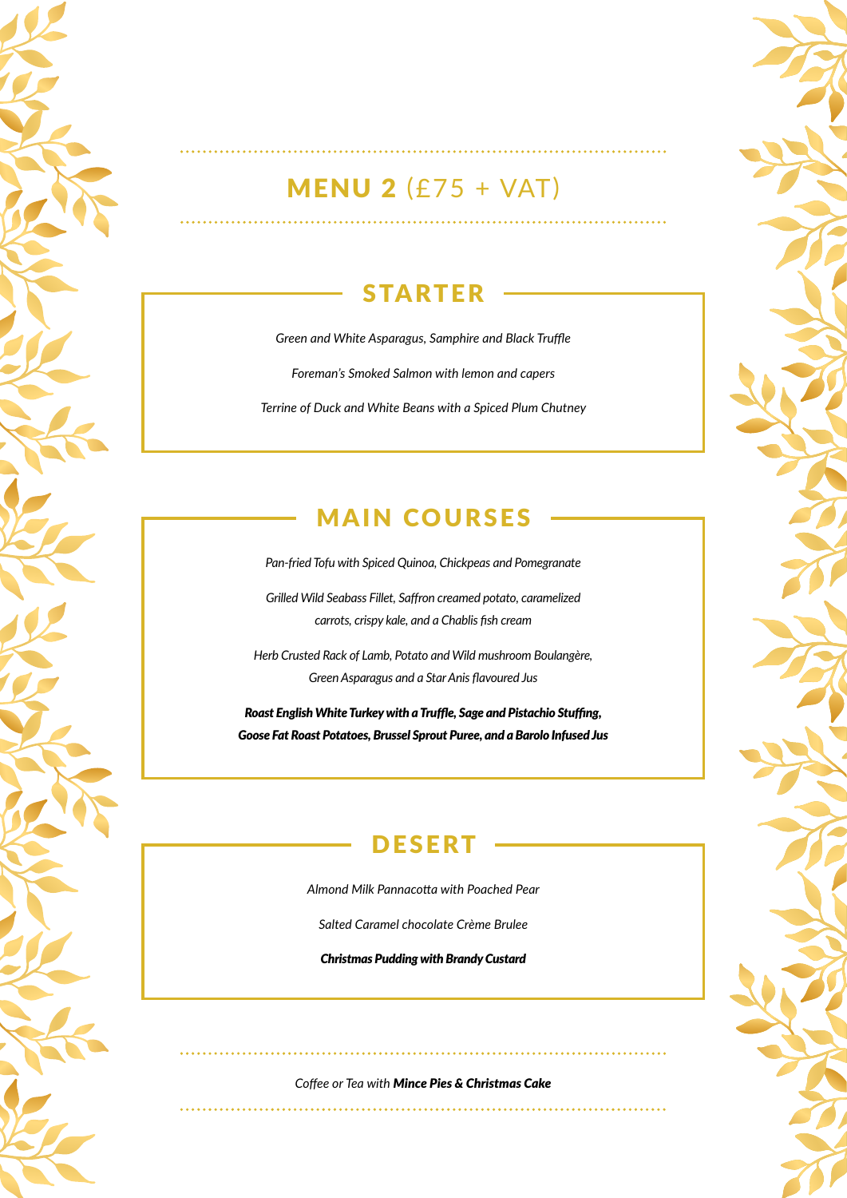# **MENU 2** (£75 + VAT)

## STARTER

*Green and White Asparagus, Samphire and Black Truffle*

*Foreman's Smoked Salmon with lemon and capers*

*Terrine of Duck and White Beans with a Spiced Plum Chutney*

## MAIN COURSES

*Pan-fried Tofu with Spiced Quinoa, Chickpeas and Pomegranate*

*Grilled Wild Seabass Fillet, Saffron creamed potato, caramelized carrots, crispy kale, and a Chablis fish cream*

*Herb Crusted Rack of Lamb, Potato and Wild mushroom Boulangère, Green Asparagus and a Star Anis flavoured Jus*

***Roast English White Turkey with a Truffle, Sage and Pistachio Stuffing, Goose Fat Roast Potatoes, Brussel Sprout Puree, and a Barolo Infused Jus***

## DESERT

*Almond Milk Pannacotta with Poached Pear*

*Salted Caramel chocolate Crème Brulee*

***Christmas Pudding with Brandy Custard***

*Coffee or Tea with* ***Mince Pies & Christmas Cake***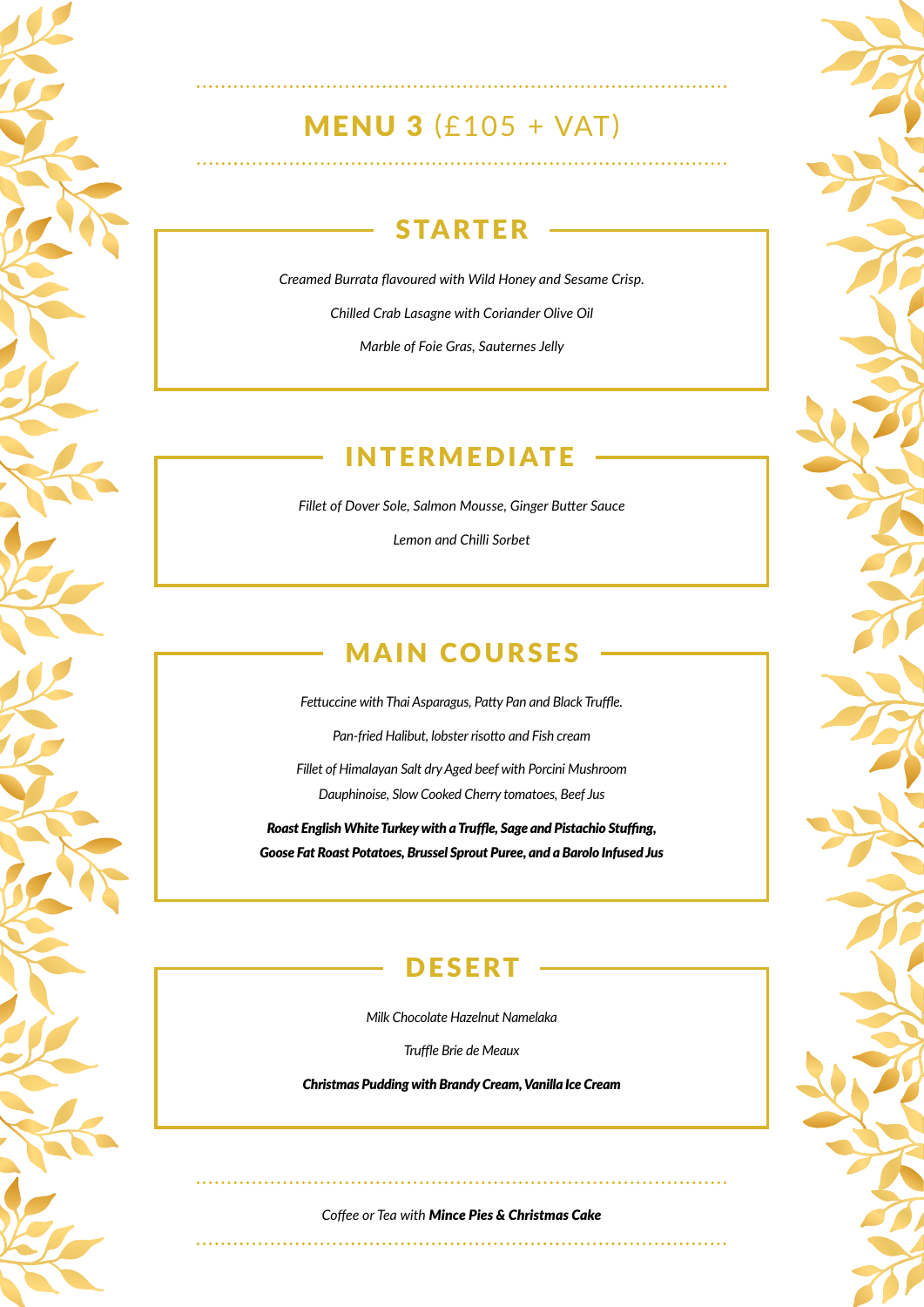# **MENU 3** (£105 + VAT)

## STARTER

*Creamed Burrata flavoured with Wild Honey and Sesame Crisp.*

*Chilled Crab Lasagne with Coriander Olive Oil*

*Marble of Foie Gras, Sauternes Jelly*

## INTERMEDIATE

*Fillet of Dover Sole, Salmon Mousse, Ginger Butter Sauce*

*Lemon and Chilli Sorbet*

## MAIN COURSES

*Fettuccine with Thai Asparagus, Patty Pan and Black Truffle.*

*Pan-fried Halibut, lobster risotto and Fish cream*

*Fillet of Himalayan Salt dry Aged beef with Porcini Mushroom Dauphinoise, Slow Cooked Cherry tomatoes, Beef Jus*

***Roast English White Turkey with a Truffle, Sage and Pistachio Stuffing, Goose Fat Roast Potatoes, Brussel Sprout Puree, and a Barolo Infused Jus***

## DESERT

*Milk Chocolate Hazelnut Namelaka*

*Truffle Brie de Meaux*

***Christmas Pudding with Brandy Cream, Vanilla Ice Cream***

*Coffee or Tea with* ***Mince Pies & Christmas Cake***